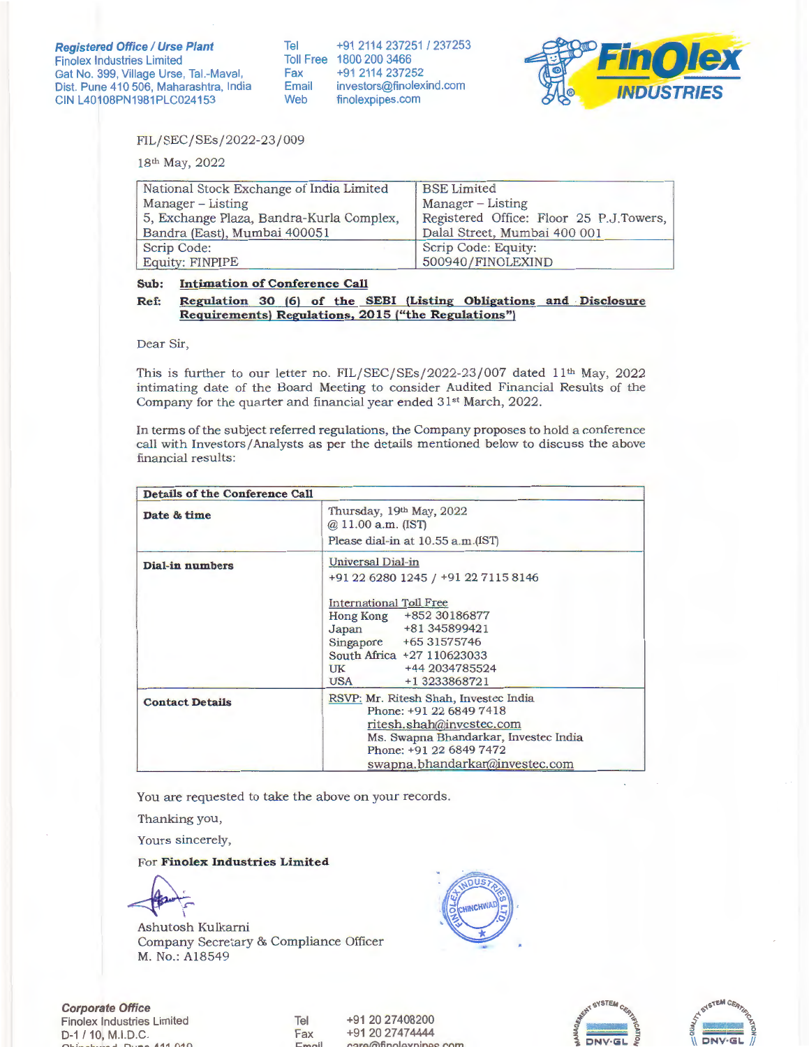**Registered Office / Urse Plant**
Finolex Industries Limited
Gat No. 399, Village Urse, Tal.-Maval,
Dist. Pune 410 506, Maharashtra, India
CIN L40108PN1981PLC024153

Tel +91 2114 237251 / 237253
Toll Free 1800 200 3466
Fax +91 2114 237252
Email investors@finolexind.com
Web finolexpipes.com

FIL/SEC/SEs/2022-23/009

18th May, 2022

| National Stock Exchange of India Limited<br>Manager – Listing<br>5, Exchange Plaza, Bandra-Kurla Complex,<br>Bandra (East), Mumbai 400051 | BSE Limited<br>Manager – Listing<br>Registered Office: Floor 25 P.J.Towers,<br>Dalal Street, Mumbai 400 001 |
|---|---|
| Scrip Code:<br>Equity: FINPIPE | Scrip Code: Equity:<br>500940/FINOLEXIND |

**Sub: Intimation of Conference Call**

**Ref: Regulation 30 (6) of the SEBI (Listing Obligations and Disclosure Requirements) Regulations, 2015 ("the Regulations")**

Dear Sir,

This is further to our letter no. FIL/SEC/SEs/2022-23/007 dated 11th May, 2022 intimating date of the Board Meeting to consider Audited Financial Results of the Company for the quarter and financial year ended 31st March, 2022.

In terms of the subject referred regulations, the Company proposes to hold a conference call with Investors/Analysts as per the details mentioned below to discuss the above financial results:

| Details of the Conference Call | |
|---|---|
| **Date & time** | Thursday, 19th May, 2022<br>@ 11.00 a.m. (IST)<br>Please dial-in at 10.55 a.m.(IST) |
| **Dial-in numbers** | Universal Dial-in<br>+91 22 6280 1245 / +91 22 7115 8146<br><br>International Toll Free<br>Hong Kong +852 30186877<br>Japan +81 345899421<br>Singapore +65 31575746<br>South Africa +27 110623033<br>UK +44 2034785524<br>USA +1 3233868721 |
| **Contact Details** | RSVP: Mr. Ritesh Shah, Investec India<br>Phone: +91 22 6849 7418<br>ritesh.shah@investec.com<br>Ms. Swapna Bhandarkar, Investec India<br>Phone: +91 22 6849 7472<br>swapna.bhandarkar@investec.com |

You are requested to take the above on your records.

Thanking you,

Yours sincerely,

For **Finolex Industries Limited**

Ashutosh Kulkarni
Company Secretary & Compliance Officer
M. No.: A18549

**Corporate Office**
Finolex Industries Limited
D-1 / 10, M.I.D.C.

Tel +91 20 27408200
Fax +91 20 27474444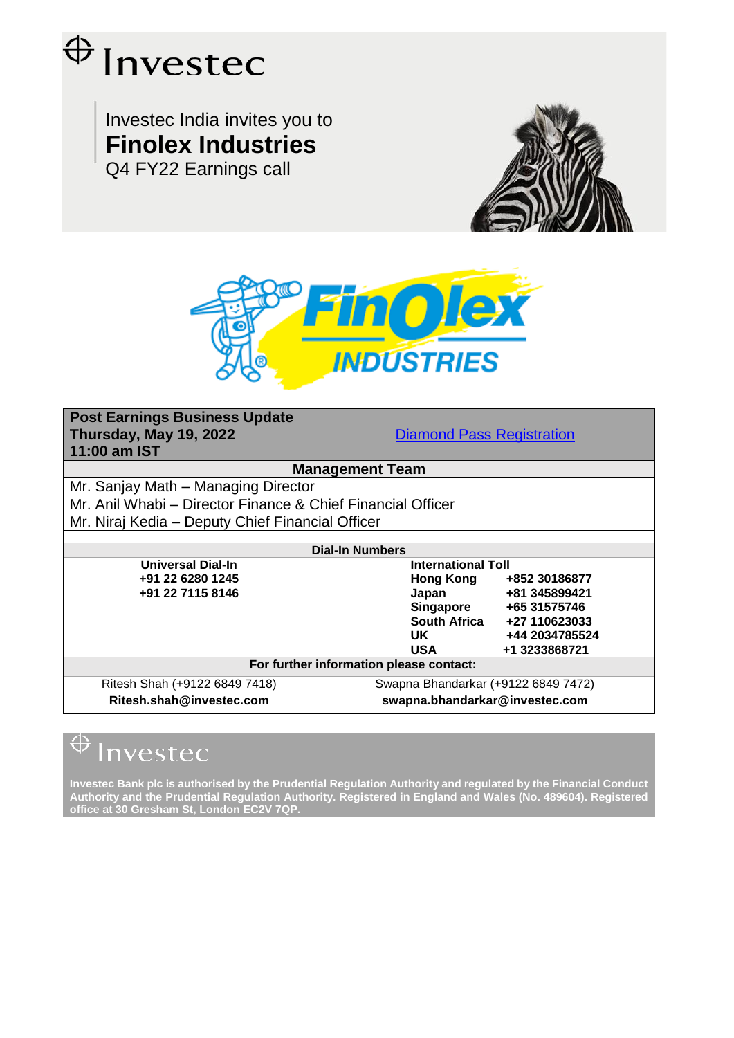Investec

Investec India invites you to

# Finolex Industries

Q4 FY22 Earnings call

FinOlex INDUSTRIES

| | |
|---|---|
| **Post Earnings Business Update** **Thursday, May 19, 2022** **11:00 am IST** | [Diamond Pass Registration] |
| **Management Team** | |
| Mr. Sanjay Math – Managing Director | |
| Mr. Anil Whabi – Director Finance & Chief Financial Officer | |
| Mr. Niraj Kedia – Deputy Chief Financial Officer | |

**Dial-In Numbers**

| **Universal Dial-In** | **International Toll** | |
|---|---|---|
| **+91 22 6280 1245** | **Hong Kong** | **+852 30186877** |
| **+91 22 7115 8146** | **Japan** | **+81 345899421** |
| | **Singapore** | **+65 31575746** |
| | **South Africa** | **+27 110623033** |
| | **UK** | **+44 2034785524** |
| | **USA** | **+1 3233868721** |

**For further information please contact:**

| | |
|---|---|
| Ritesh Shah (+9122 6849 7418) | Swapna Bhandarkar (+9122 6849 7472) |
| **Ritesh.shah@investec.com** | **swapna.bhandarkar@investec.com** |

Investec

**Investec Bank plc is authorised by the Prudential Regulation Authority and regulated by the Financial Conduct Authority and the Prudential Regulation Authority. Registered in England and Wales (No. 489604). Registered office at 30 Gresham St, London EC2V 7QP.**